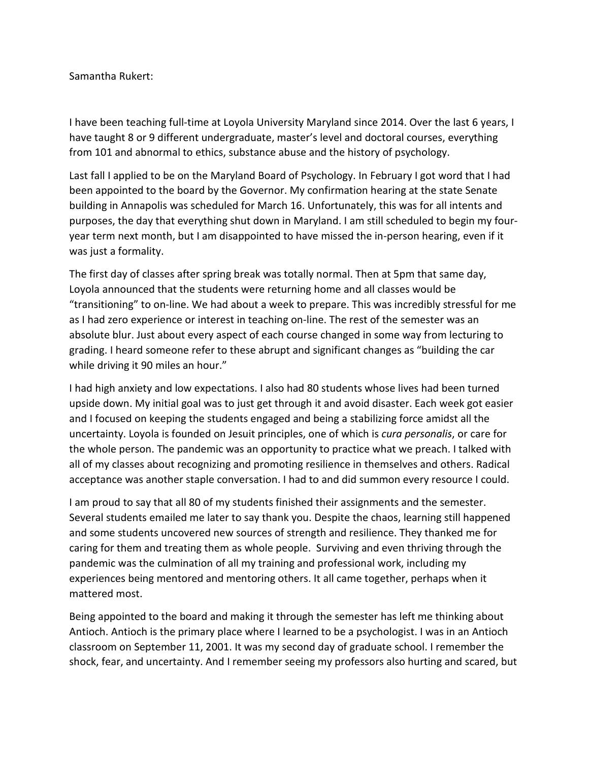Samantha Rukert:

I have been teaching full-time at Loyola University Maryland since 2014. Over the last 6 years, I have taught 8 or 9 different undergraduate, master's level and doctoral courses, everything from 101 and abnormal to ethics, substance abuse and the history of psychology.

Last fall I applied to be on the Maryland Board of Psychology. In February I got word that I had been appointed to the board by the Governor. My confirmation hearing at the state Senate building in Annapolis was scheduled for March 16. Unfortunately, this was for all intents and purposes, the day that everything shut down in Maryland. I am still scheduled to begin my four-year term next month, but I am disappointed to have missed the in-person hearing, even if it was just a formality.

The first day of classes after spring break was totally normal. Then at 5pm that same day, Loyola announced that the students were returning home and all classes would be "transitioning" to on-line. We had about a week to prepare. This was incredibly stressful for me as I had zero experience or interest in teaching on-line. The rest of the semester was an absolute blur. Just about every aspect of each course changed in some way from lecturing to grading. I heard someone refer to these abrupt and significant changes as "building the car while driving it 90 miles an hour."

I had high anxiety and low expectations. I also had 80 students whose lives had been turned upside down. My initial goal was to just get through it and avoid disaster. Each week got easier and I focused on keeping the students engaged and being a stabilizing force amidst all the uncertainty. Loyola is founded on Jesuit principles, one of which is *cura personalis*, or care for the whole person. The pandemic was an opportunity to practice what we preach. I talked with all of my classes about recognizing and promoting resilience in themselves and others. Radical acceptance was another staple conversation. I had to and did summon every resource I could.

I am proud to say that all 80 of my students finished their assignments and the semester. Several students emailed me later to say thank you. Despite the chaos, learning still happened and some students uncovered new sources of strength and resilience. They thanked me for caring for them and treating them as whole people. Surviving and even thriving through the pandemic was the culmination of all my training and professional work, including my experiences being mentored and mentoring others. It all came together, perhaps when it mattered most.

Being appointed to the board and making it through the semester has left me thinking about Antioch. Antioch is the primary place where I learned to be a psychologist. I was in an Antioch classroom on September 11, 2001. It was my second day of graduate school. I remember the shock, fear, and uncertainty. And I remember seeing my professors also hurting and scared, but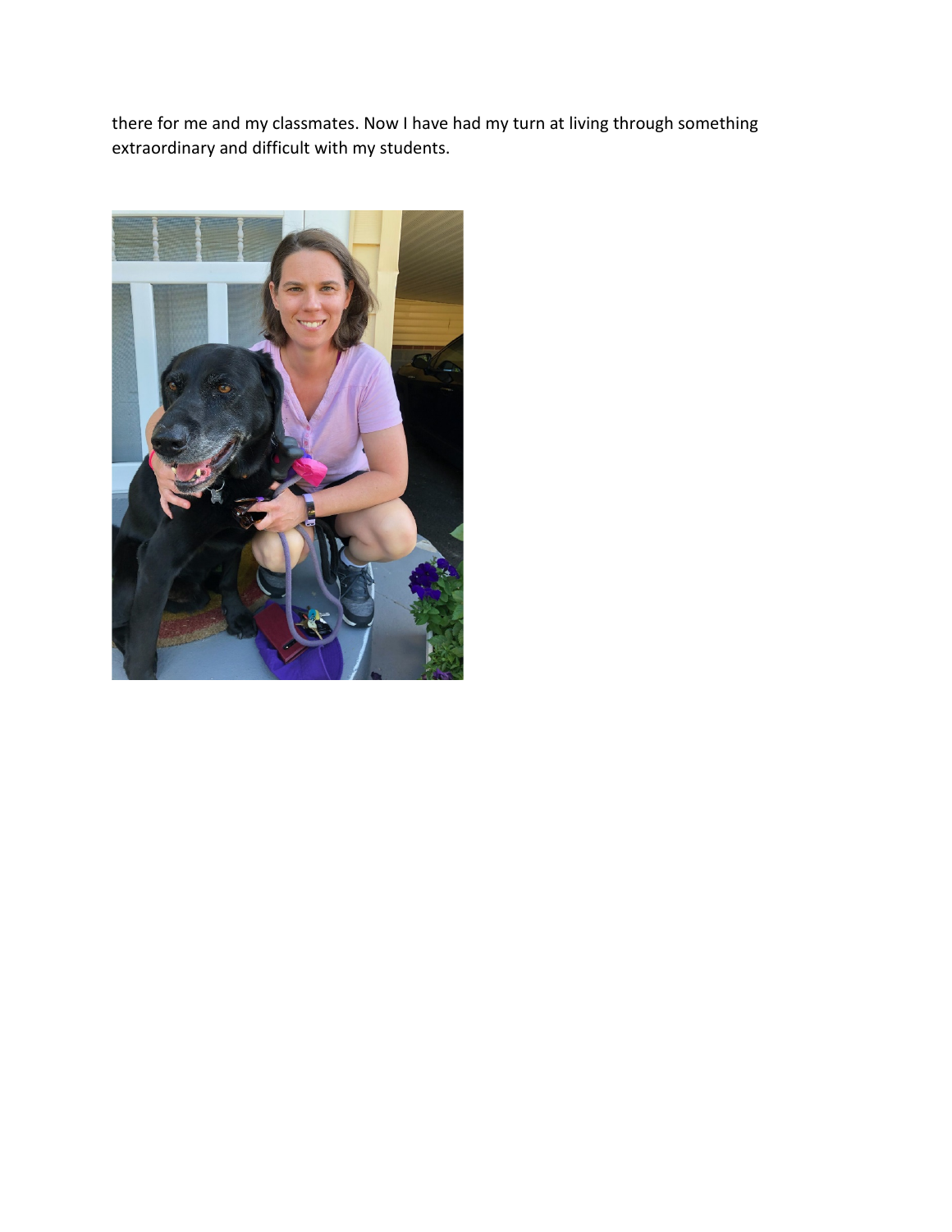there for me and my classmates. Now I have had my turn at living through something extraordinary and difficult with my students.